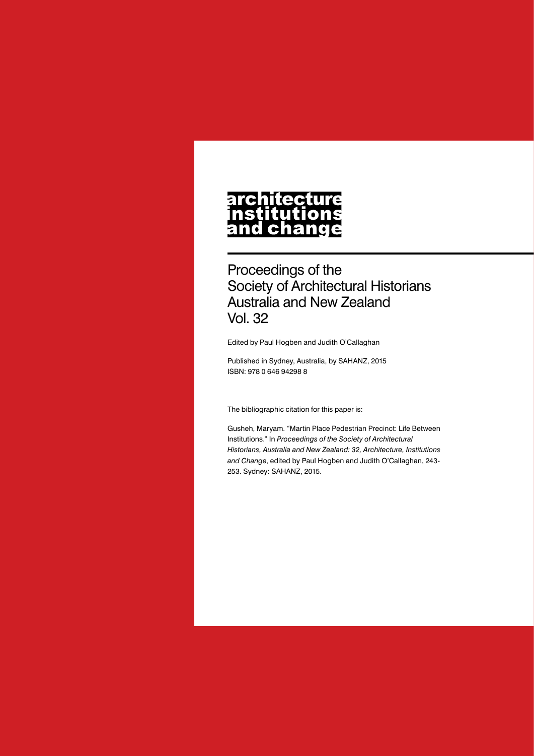# architecture institutions and change

## Proceedings of the Society of Architectural Historians Australia and New Zealand Vol. 32

Edited by Paul Hogben and Judith O'Callaghan

Published in Sydney, Australia, by SAHANZ, 2015
ISBN: 978 0 646 94298 8

The bibliographic citation for this paper is:

Gusheh, Maryam. "Martin Place Pedestrian Precinct: Life Between Institutions." In *Proceedings of the Society of Architectural Historians, Australia and New Zealand: 32, Architecture, Institutions and Change*, edited by Paul Hogben and Judith O'Callaghan, 243-253. Sydney: SAHANZ, 2015.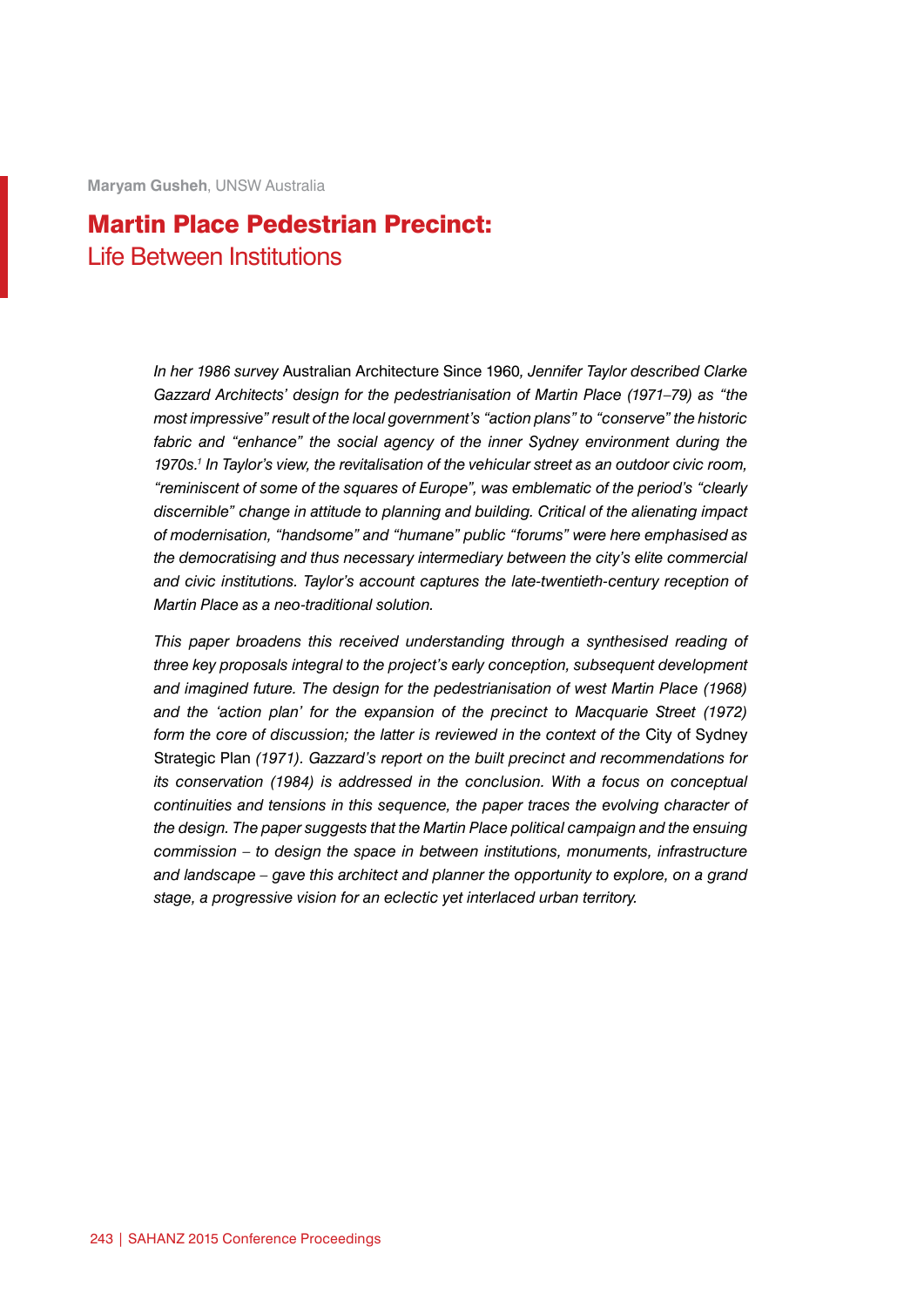**Maryam Gusheh**, UNSW Australia

# Martin Place Pedestrian Precinct:
## Life Between Institutions

*In her 1986 survey* Australian Architecture Since 1960*, Jennifer Taylor described Clarke Gazzard Architects' design for the pedestrianisation of Martin Place (1971–79) as "the most impressive" result of the local government's "action plans" to "conserve" the historic fabric and "enhance" the social agency of the inner Sydney environment during the 1970s.*[1] *In Taylor's view, the revitalisation of the vehicular street as an outdoor civic room, "reminiscent of some of the squares of Europe", was emblematic of the period's "clearly discernible" change in attitude to planning and building. Critical of the alienating impact of modernisation, "handsome" and "humane" public "forums" were here emphasised as the democratising and thus necessary intermediary between the city's elite commercial and civic institutions. Taylor's account captures the late-twentieth-century reception of Martin Place as a neo-traditional solution.*

*This paper broadens this received understanding through a synthesised reading of three key proposals integral to the project's early conception, subsequent development and imagined future. The design for the pedestrianisation of west Martin Place (1968) and the 'action plan' for the expansion of the precinct to Macquarie Street (1972) form the core of discussion; the latter is reviewed in the context of the* City of Sydney Strategic Plan *(1971). Gazzard's report on the built precinct and recommendations for its conservation (1984) is addressed in the conclusion. With a focus on conceptual continuities and tensions in this sequence, the paper traces the evolving character of the design. The paper suggests that the Martin Place political campaign and the ensuing commission – to design the space in between institutions, monuments, infrastructure and landscape – gave this architect and planner the opportunity to explore, on a grand stage, a progressive vision for an eclectic yet interlaced urban territory.*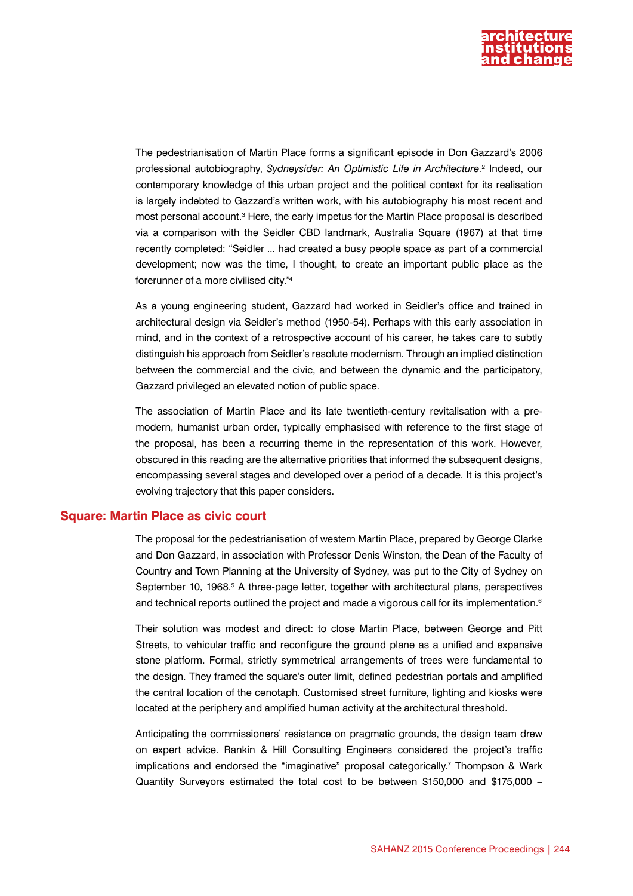The pedestrianisation of Martin Place forms a significant episode in Don Gazzard's 2006 professional autobiography, *Sydneysider: An Optimistic Life in Architecture.*[2] Indeed, our contemporary knowledge of this urban project and the political context for its realisation is largely indebted to Gazzard's written work, with his autobiography his most recent and most personal account.[3] Here, the early impetus for the Martin Place proposal is described via a comparison with the Seidler CBD landmark, Australia Square (1967) at that time recently completed: "Seidler ... had created a busy people space as part of a commercial development; now was the time, I thought, to create an important public place as the forerunner of a more civilised city."[4]

As a young engineering student, Gazzard had worked in Seidler's office and trained in architectural design via Seidler's method (1950-54). Perhaps with this early association in mind, and in the context of a retrospective account of his career, he takes care to subtly distinguish his approach from Seidler's resolute modernism. Through an implied distinction between the commercial and the civic, and between the dynamic and the participatory, Gazzard privileged an elevated notion of public space.

The association of Martin Place and its late twentieth-century revitalisation with a pre-modern, humanist urban order, typically emphasised with reference to the first stage of the proposal, has been a recurring theme in the representation of this work. However, obscured in this reading are the alternative priorities that informed the subsequent designs, encompassing several stages and developed over a period of a decade. It is this project's evolving trajectory that this paper considers.

## Square: Martin Place as civic court

The proposal for the pedestrianisation of western Martin Place, prepared by George Clarke and Don Gazzard, in association with Professor Denis Winston, the Dean of the Faculty of Country and Town Planning at the University of Sydney, was put to the City of Sydney on September 10, 1968.[5] A three-page letter, together with architectural plans, perspectives and technical reports outlined the project and made a vigorous call for its implementation.[6]

Their solution was modest and direct: to close Martin Place, between George and Pitt Streets, to vehicular traffic and reconfigure the ground plane as a unified and expansive stone platform. Formal, strictly symmetrical arrangements of trees were fundamental to the design. They framed the square's outer limit, defined pedestrian portals and amplified the central location of the cenotaph. Customised street furniture, lighting and kiosks were located at the periphery and amplified human activity at the architectural threshold.

Anticipating the commissioners' resistance on pragmatic grounds, the design team drew on expert advice. Rankin & Hill Consulting Engineers considered the project's traffic implications and endorsed the "imaginative" proposal categorically.[7] Thompson & Wark Quantity Surveyors estimated the total cost to be between $150,000 and $175,000 –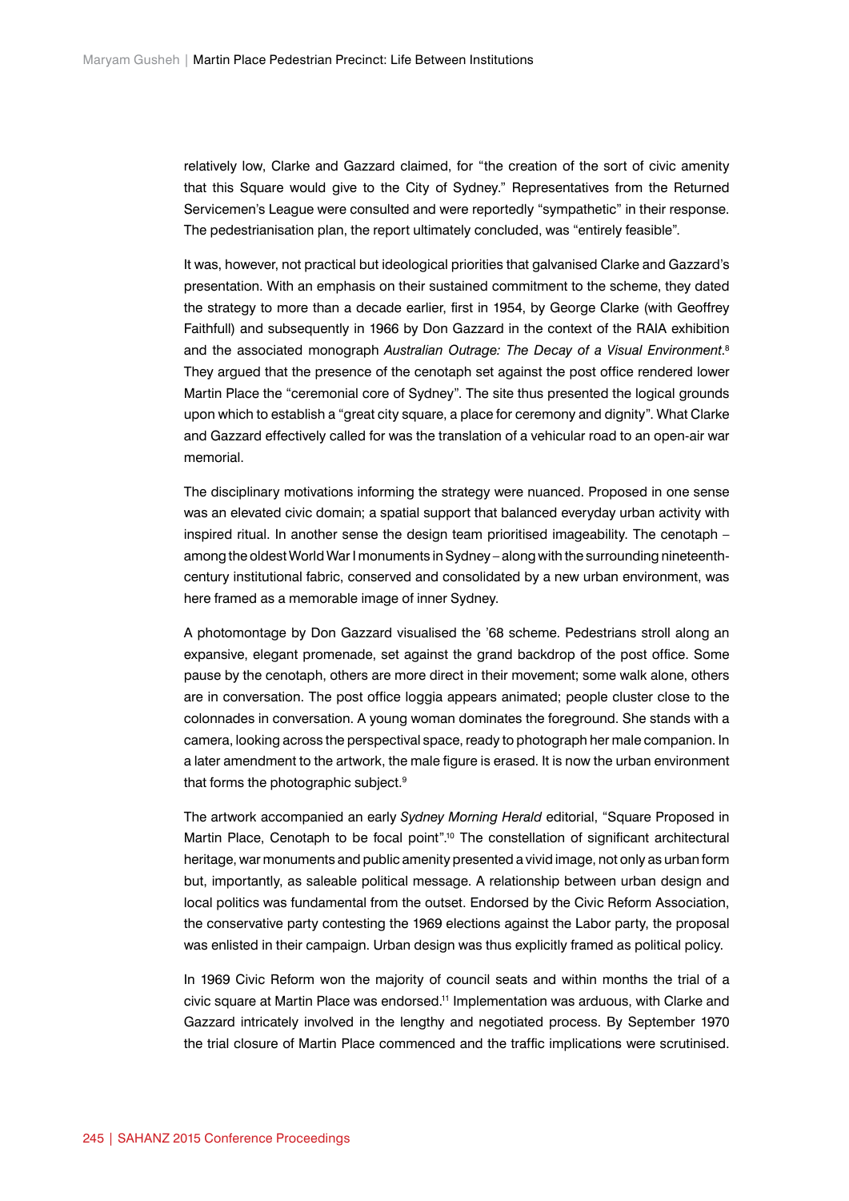relatively low, Clarke and Gazzard claimed, for "the creation of the sort of civic amenity that this Square would give to the City of Sydney." Representatives from the Returned Servicemen's League were consulted and were reportedly "sympathetic" in their response. The pedestrianisation plan, the report ultimately concluded, was "entirely feasible".

It was, however, not practical but ideological priorities that galvanised Clarke and Gazzard's presentation. With an emphasis on their sustained commitment to the scheme, they dated the strategy to more than a decade earlier, first in 1954, by George Clarke (with Geoffrey Faithfull) and subsequently in 1966 by Don Gazzard in the context of the RAIA exhibition and the associated monograph *Australian Outrage: The Decay of a Visual Environment*.[8] They argued that the presence of the cenotaph set against the post office rendered lower Martin Place the "ceremonial core of Sydney". The site thus presented the logical grounds upon which to establish a "great city square, a place for ceremony and dignity". What Clarke and Gazzard effectively called for was the translation of a vehicular road to an open-air war memorial.

The disciplinary motivations informing the strategy were nuanced. Proposed in one sense was an elevated civic domain; a spatial support that balanced everyday urban activity with inspired ritual. In another sense the design team prioritised imageability. The cenotaph – among the oldest World War I monuments in Sydney – along with the surrounding nineteenth-century institutional fabric, conserved and consolidated by a new urban environment, was here framed as a memorable image of inner Sydney.

A photomontage by Don Gazzard visualised the '68 scheme. Pedestrians stroll along an expansive, elegant promenade, set against the grand backdrop of the post office. Some pause by the cenotaph, others are more direct in their movement; some walk alone, others are in conversation. The post office loggia appears animated; people cluster close to the colonnades in conversation. A young woman dominates the foreground. She stands with a camera, looking across the perspectival space, ready to photograph her male companion. In a later amendment to the artwork, the male figure is erased. It is now the urban environment that forms the photographic subject.[9]

The artwork accompanied an early *Sydney Morning Herald* editorial, "Square Proposed in Martin Place, Cenotaph to be focal point".[10] The constellation of significant architectural heritage, war monuments and public amenity presented a vivid image, not only as urban form but, importantly, as saleable political message. A relationship between urban design and local politics was fundamental from the outset. Endorsed by the Civic Reform Association, the conservative party contesting the 1969 elections against the Labor party, the proposal was enlisted in their campaign. Urban design was thus explicitly framed as political policy.

In 1969 Civic Reform won the majority of council seats and within months the trial of a civic square at Martin Place was endorsed.[11] Implementation was arduous, with Clarke and Gazzard intricately involved in the lengthy and negotiated process. By September 1970 the trial closure of Martin Place commenced and the traffic implications were scrutinised.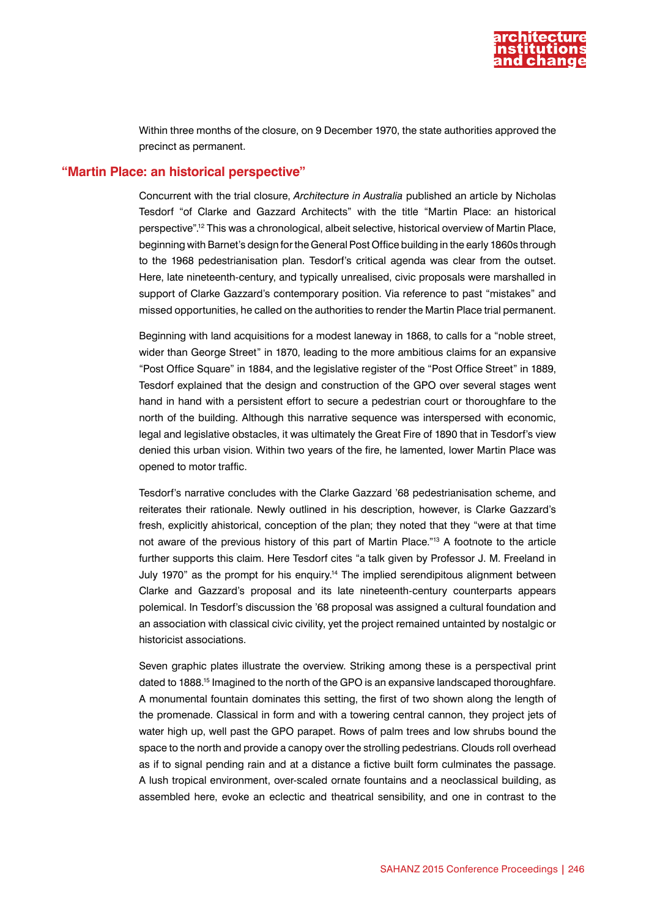Within three months of the closure, on 9 December 1970, the state authorities approved the precinct as permanent.

## "Martin Place: an historical perspective"

Concurrent with the trial closure, *Architecture in Australia* published an article by Nicholas Tesdorf "of Clarke and Gazzard Architects" with the title "Martin Place: an historical perspective".[12] This was a chronological, albeit selective, historical overview of Martin Place, beginning with Barnet's design for the General Post Office building in the early 1860s through to the 1968 pedestrianisation plan. Tesdorf's critical agenda was clear from the outset. Here, late nineteenth-century, and typically unrealised, civic proposals were marshalled in support of Clarke Gazzard's contemporary position. Via reference to past "mistakes" and missed opportunities, he called on the authorities to render the Martin Place trial permanent.

Beginning with land acquisitions for a modest laneway in 1868, to calls for a "noble street, wider than George Street" in 1870, leading to the more ambitious claims for an expansive "Post Office Square" in 1884, and the legislative register of the "Post Office Street" in 1889, Tesdorf explained that the design and construction of the GPO over several stages went hand in hand with a persistent effort to secure a pedestrian court or thoroughfare to the north of the building. Although this narrative sequence was interspersed with economic, legal and legislative obstacles, it was ultimately the Great Fire of 1890 that in Tesdorf's view denied this urban vision. Within two years of the fire, he lamented, lower Martin Place was opened to motor traffic.

Tesdorf's narrative concludes with the Clarke Gazzard '68 pedestrianisation scheme, and reiterates their rationale. Newly outlined in his description, however, is Clarke Gazzard's fresh, explicitly ahistorical, conception of the plan; they noted that they "were at that time not aware of the previous history of this part of Martin Place."[13] A footnote to the article further supports this claim. Here Tesdorf cites "a talk given by Professor J. M. Freeland in July 1970" as the prompt for his enquiry.[14] The implied serendipitous alignment between Clarke and Gazzard's proposal and its late nineteenth-century counterparts appears polemical. In Tesdorf's discussion the '68 proposal was assigned a cultural foundation and an association with classical civic civility, yet the project remained untainted by nostalgic or historicist associations.

Seven graphic plates illustrate the overview. Striking among these is a perspectival print dated to 1888.[15] Imagined to the north of the GPO is an expansive landscaped thoroughfare. A monumental fountain dominates this setting, the first of two shown along the length of the promenade. Classical in form and with a towering central cannon, they project jets of water high up, well past the GPO parapet. Rows of palm trees and low shrubs bound the space to the north and provide a canopy over the strolling pedestrians. Clouds roll overhead as if to signal pending rain and at a distance a fictive built form culminates the passage. A lush tropical environment, over-scaled ornate fountains and a neoclassical building, as assembled here, evoke an eclectic and theatrical sensibility, and one in contrast to the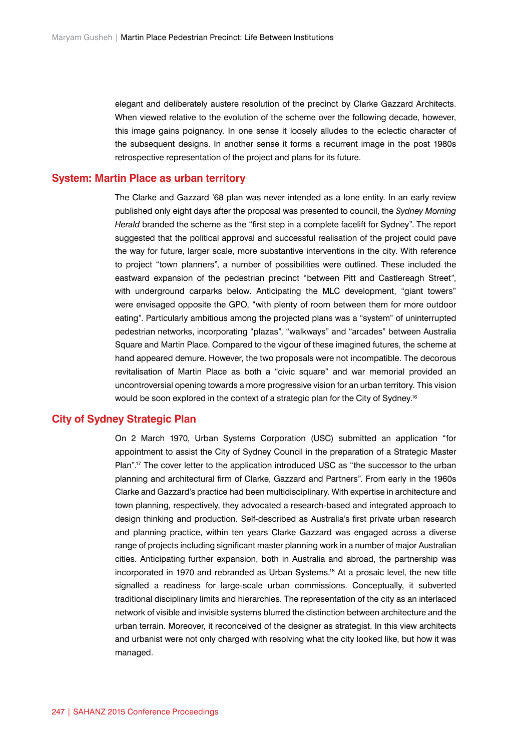elegant and deliberately austere resolution of the precinct by Clarke Gazzard Architects. When viewed relative to the evolution of the scheme over the following decade, however, this image gains poignancy. In one sense it loosely alludes to the eclectic character of the subsequent designs. In another sense it forms a recurrent image in the post 1980s retrospective representation of the project and plans for its future.

## System: Martin Place as urban territory

The Clarke and Gazzard '68 plan was never intended as a lone entity. In an early review published only eight days after the proposal was presented to council, the *Sydney Morning Herald* branded the scheme as the "first step in a complete facelift for Sydney". The report suggested that the political approval and successful realisation of the project could pave the way for future, larger scale, more substantive interventions in the city. With reference to project "town planners", a number of possibilities were outlined. These included the eastward expansion of the pedestrian precinct "between Pitt and Castlereagh Street", with underground carparks below. Anticipating the MLC development, "giant towers" were envisaged opposite the GPO, "with plenty of room between them for more outdoor eating". Particularly ambitious among the projected plans was a "system" of uninterrupted pedestrian networks, incorporating "plazas", "walkways" and "arcades" between Australia Square and Martin Place. Compared to the vigour of these imagined futures, the scheme at hand appeared demure. However, the two proposals were not incompatible. The decorous revitalisation of Martin Place as both a "civic square" and war memorial provided an uncontroversial opening towards a more progressive vision for an urban territory. This vision would be soon explored in the context of a strategic plan for the City of Sydney.[16]

## City of Sydney Strategic Plan

On 2 March 1970, Urban Systems Corporation (USC) submitted an application "for appointment to assist the City of Sydney Council in the preparation of a Strategic Master Plan".[17] The cover letter to the application introduced USC as "the successor to the urban planning and architectural firm of Clarke, Gazzard and Partners". From early in the 1960s Clarke and Gazzard's practice had been multidisciplinary. With expertise in architecture and town planning, respectively, they advocated a research-based and integrated approach to design thinking and production. Self-described as Australia's first private urban research and planning practice, within ten years Clarke Gazzard was engaged across a diverse range of projects including significant master planning work in a number of major Australian cities. Anticipating further expansion, both in Australia and abroad, the partnership was incorporated in 1970 and rebranded as Urban Systems.[18] At a prosaic level, the new title signalled a readiness for large-scale urban commissions. Conceptually, it subverted traditional disciplinary limits and hierarchies. The representation of the city as an interlaced network of visible and invisible systems blurred the distinction between architecture and the urban terrain. Moreover, it reconceived of the designer as strategist. In this view architects and urbanist were not only charged with resolving what the city looked like, but how it was managed.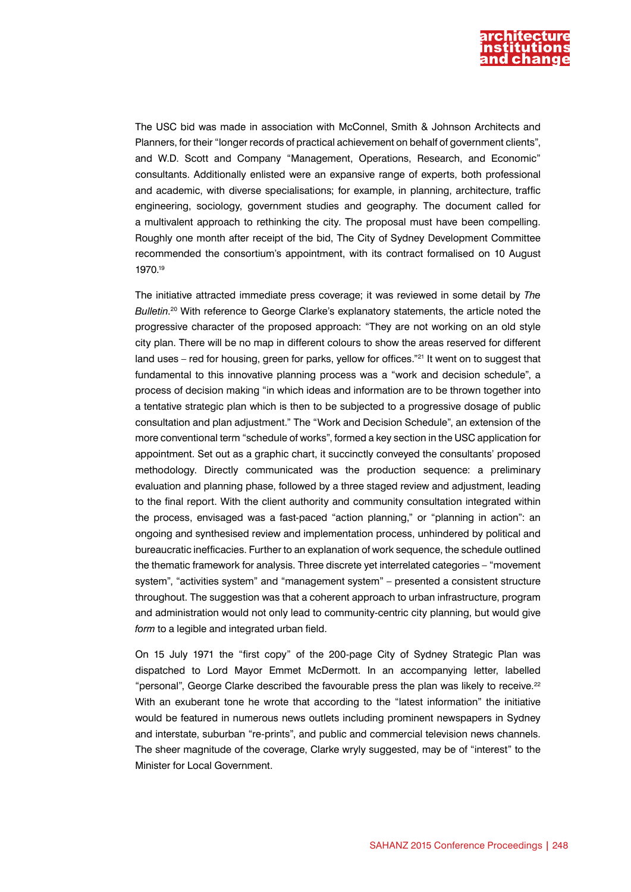The USC bid was made in association with McConnel, Smith & Johnson Architects and Planners, for their "longer records of practical achievement on behalf of government clients", and W.D. Scott and Company "Management, Operations, Research, and Economic" consultants. Additionally enlisted were an expansive range of experts, both professional and academic, with diverse specialisations; for example, in planning, architecture, traffic engineering, sociology, government studies and geography. The document called for a multivalent approach to rethinking the city. The proposal must have been compelling. Roughly one month after receipt of the bid, The City of Sydney Development Committee recommended the consortium's appointment, with its contract formalised on 10 August 1970.[19]

The initiative attracted immediate press coverage; it was reviewed in some detail by *The Bulletin*.[20] With reference to George Clarke's explanatory statements, the article noted the progressive character of the proposed approach: "They are not working on an old style city plan. There will be no map in different colours to show the areas reserved for different land uses – red for housing, green for parks, yellow for offices."[21] It went on to suggest that fundamental to this innovative planning process was a "work and decision schedule", a process of decision making "in which ideas and information are to be thrown together into a tentative strategic plan which is then to be subjected to a progressive dosage of public consultation and plan adjustment." The "Work and Decision Schedule", an extension of the more conventional term "schedule of works", formed a key section in the USC application for appointment. Set out as a graphic chart, it succinctly conveyed the consultants' proposed methodology. Directly communicated was the production sequence: a preliminary evaluation and planning phase, followed by a three staged review and adjustment, leading to the final report. With the client authority and community consultation integrated within the process, envisaged was a fast-paced "action planning," or "planning in action": an ongoing and synthesised review and implementation process, unhindered by political and bureaucratic inefficacies. Further to an explanation of work sequence, the schedule outlined the thematic framework for analysis. Three discrete yet interrelated categories – "movement system", "activities system" and "management system" – presented a consistent structure throughout. The suggestion was that a coherent approach to urban infrastructure, program and administration would not only lead to community-centric city planning, but would give *form* to a legible and integrated urban field.

On 15 July 1971 the "first copy" of the 200-page City of Sydney Strategic Plan was dispatched to Lord Mayor Emmet McDermott. In an accompanying letter, labelled "personal", George Clarke described the favourable press the plan was likely to receive.[22] With an exuberant tone he wrote that according to the "latest information" the initiative would be featured in numerous news outlets including prominent newspapers in Sydney and interstate, suburban "re-prints", and public and commercial television news channels. The sheer magnitude of the coverage, Clarke wryly suggested, may be of "interest" to the Minister for Local Government.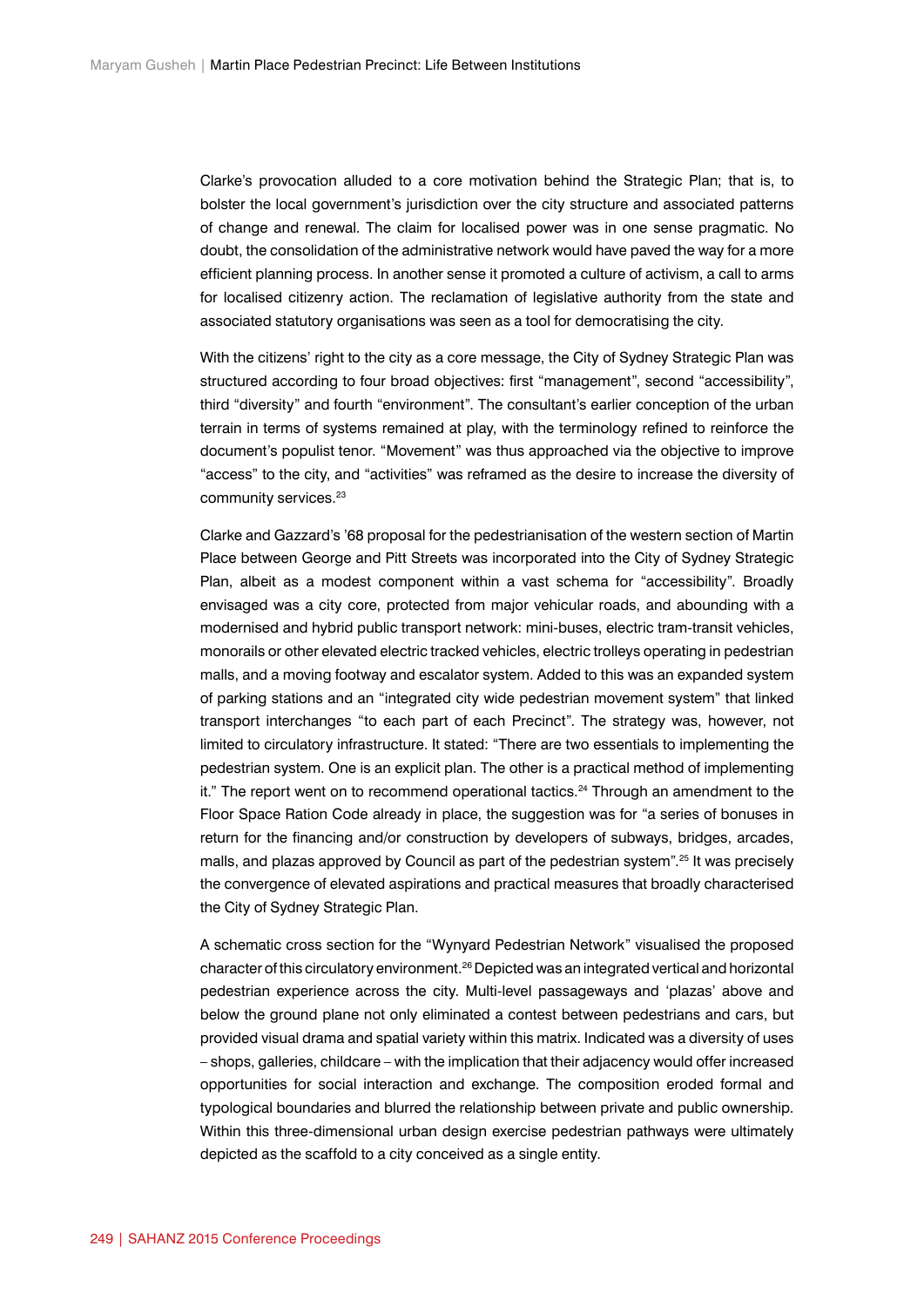Clarke's provocation alluded to a core motivation behind the Strategic Plan; that is, to bolster the local government's jurisdiction over the city structure and associated patterns of change and renewal. The claim for localised power was in one sense pragmatic. No doubt, the consolidation of the administrative network would have paved the way for a more efficient planning process. In another sense it promoted a culture of activism, a call to arms for localised citizenry action. The reclamation of legislative authority from the state and associated statutory organisations was seen as a tool for democratising the city.

With the citizens' right to the city as a core message, the City of Sydney Strategic Plan was structured according to four broad objectives: first "management", second "accessibility", third "diversity" and fourth "environment". The consultant's earlier conception of the urban terrain in terms of systems remained at play, with the terminology refined to reinforce the document's populist tenor. "Movement" was thus approached via the objective to improve "access" to the city, and "activities" was reframed as the desire to increase the diversity of community services.[23]

Clarke and Gazzard's '68 proposal for the pedestrianisation of the western section of Martin Place between George and Pitt Streets was incorporated into the City of Sydney Strategic Plan, albeit as a modest component within a vast schema for "accessibility". Broadly envisaged was a city core, protected from major vehicular roads, and abounding with a modernised and hybrid public transport network: mini-buses, electric tram-transit vehicles, monorails or other elevated electric tracked vehicles, electric trolleys operating in pedestrian malls, and a moving footway and escalator system. Added to this was an expanded system of parking stations and an "integrated city wide pedestrian movement system" that linked transport interchanges "to each part of each Precinct". The strategy was, however, not limited to circulatory infrastructure. It stated: "There are two essentials to implementing the pedestrian system. One is an explicit plan. The other is a practical method of implementing it." The report went on to recommend operational tactics.[24] Through an amendment to the Floor Space Ration Code already in place, the suggestion was for "a series of bonuses in return for the financing and/or construction by developers of subways, bridges, arcades, malls, and plazas approved by Council as part of the pedestrian system".[25] It was precisely the convergence of elevated aspirations and practical measures that broadly characterised the City of Sydney Strategic Plan.

A schematic cross section for the "Wynyard Pedestrian Network" visualised the proposed character of this circulatory environment.[26] Depicted was an integrated vertical and horizontal pedestrian experience across the city. Multi-level passageways and 'plazas' above and below the ground plane not only eliminated a contest between pedestrians and cars, but provided visual drama and spatial variety within this matrix. Indicated was a diversity of uses – shops, galleries, childcare – with the implication that their adjacency would offer increased opportunities for social interaction and exchange. The composition eroded formal and typological boundaries and blurred the relationship between private and public ownership. Within this three-dimensional urban design exercise pedestrian pathways were ultimately depicted as the scaffold to a city conceived as a single entity.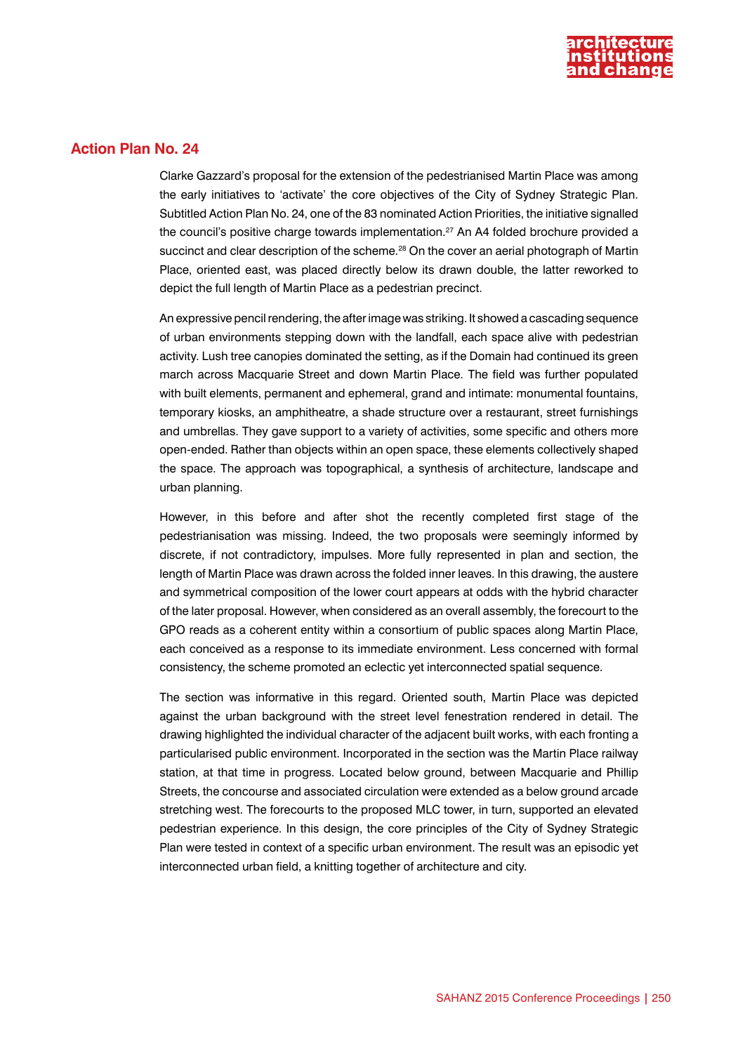## Action Plan No. 24

Clarke Gazzard's proposal for the extension of the pedestrianised Martin Place was among the early initiatives to 'activate' the core objectives of the City of Sydney Strategic Plan. Subtitled Action Plan No. 24, one of the 83 nominated Action Priorities, the initiative signalled the council's positive charge towards implementation.[27] An A4 folded brochure provided a succinct and clear description of the scheme.[28] On the cover an aerial photograph of Martin Place, oriented east, was placed directly below its drawn double, the latter reworked to depict the full length of Martin Place as a pedestrian precinct.

An expressive pencil rendering, the after image was striking. It showed a cascading sequence of urban environments stepping down with the landfall, each space alive with pedestrian activity. Lush tree canopies dominated the setting, as if the Domain had continued its green march across Macquarie Street and down Martin Place. The field was further populated with built elements, permanent and ephemeral, grand and intimate: monumental fountains, temporary kiosks, an amphitheatre, a shade structure over a restaurant, street furnishings and umbrellas. They gave support to a variety of activities, some specific and others more open-ended. Rather than objects within an open space, these elements collectively shaped the space. The approach was topographical, a synthesis of architecture, landscape and urban planning.

However, in this before and after shot the recently completed first stage of the pedestrianisation was missing. Indeed, the two proposals were seemingly informed by discrete, if not contradictory, impulses. More fully represented in plan and section, the length of Martin Place was drawn across the folded inner leaves. In this drawing, the austere and symmetrical composition of the lower court appears at odds with the hybrid character of the later proposal. However, when considered as an overall assembly, the forecourt to the GPO reads as a coherent entity within a consortium of public spaces along Martin Place, each conceived as a response to its immediate environment. Less concerned with formal consistency, the scheme promoted an eclectic yet interconnected spatial sequence.

The section was informative in this regard. Oriented south, Martin Place was depicted against the urban background with the street level fenestration rendered in detail. The drawing highlighted the individual character of the adjacent built works, with each fronting a particularised public environment. Incorporated in the section was the Martin Place railway station, at that time in progress. Located below ground, between Macquarie and Phillip Streets, the concourse and associated circulation were extended as a below ground arcade stretching west. The forecourts to the proposed MLC tower, in turn, supported an elevated pedestrian experience. In this design, the core principles of the City of Sydney Strategic Plan were tested in context of a specific urban environment. The result was an episodic yet interconnected urban field, a knitting together of architecture and city.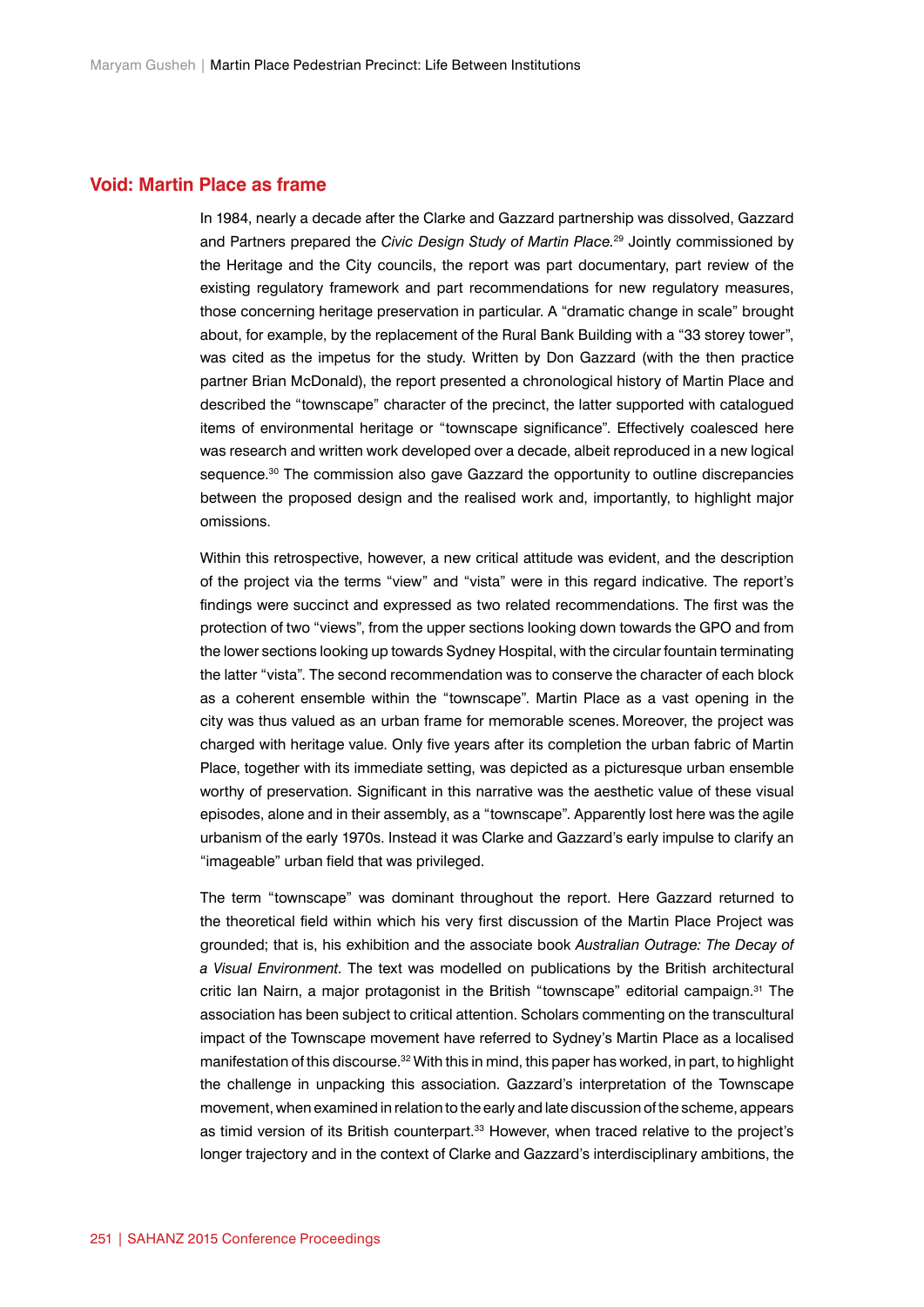## Void: Martin Place as frame

In 1984, nearly a decade after the Clarke and Gazzard partnership was dissolved, Gazzard and Partners prepared the *Civic Design Study of Martin Place*.[29] Jointly commissioned by the Heritage and the City councils, the report was part documentary, part review of the existing regulatory framework and part recommendations for new regulatory measures, those concerning heritage preservation in particular. A "dramatic change in scale" brought about, for example, by the replacement of the Rural Bank Building with a "33 storey tower", was cited as the impetus for the study. Written by Don Gazzard (with the then practice partner Brian McDonald), the report presented a chronological history of Martin Place and described the "townscape" character of the precinct, the latter supported with catalogued items of environmental heritage or "townscape significance". Effectively coalesced here was research and written work developed over a decade, albeit reproduced in a new logical sequence.[30] The commission also gave Gazzard the opportunity to outline discrepancies between the proposed design and the realised work and, importantly, to highlight major omissions.

Within this retrospective, however, a new critical attitude was evident, and the description of the project via the terms "view" and "vista" were in this regard indicative. The report's findings were succinct and expressed as two related recommendations. The first was the protection of two "views", from the upper sections looking down towards the GPO and from the lower sections looking up towards Sydney Hospital, with the circular fountain terminating the latter "vista". The second recommendation was to conserve the character of each block as a coherent ensemble within the "townscape". Martin Place as a vast opening in the city was thus valued as an urban frame for memorable scenes. Moreover, the project was charged with heritage value. Only five years after its completion the urban fabric of Martin Place, together with its immediate setting, was depicted as a picturesque urban ensemble worthy of preservation. Significant in this narrative was the aesthetic value of these visual episodes, alone and in their assembly, as a "townscape". Apparently lost here was the agile urbanism of the early 1970s. Instead it was Clarke and Gazzard's early impulse to clarify an "imageable" urban field that was privileged.

The term "townscape" was dominant throughout the report. Here Gazzard returned to the theoretical field within which his very first discussion of the Martin Place Project was grounded; that is, his exhibition and the associate book *Australian Outrage: The Decay of a Visual Environment*. The text was modelled on publications by the British architectural critic Ian Nairn, a major protagonist in the British "townscape" editorial campaign.[31] The association has been subject to critical attention. Scholars commenting on the transcultural impact of the Townscape movement have referred to Sydney's Martin Place as a localised manifestation of this discourse.[32] With this in mind, this paper has worked, in part, to highlight the challenge in unpacking this association. Gazzard's interpretation of the Townscape movement, when examined in relation to the early and late discussion of the scheme, appears as timid version of its British counterpart.[33] However, when traced relative to the project's longer trajectory and in the context of Clarke and Gazzard's interdisciplinary ambitions, the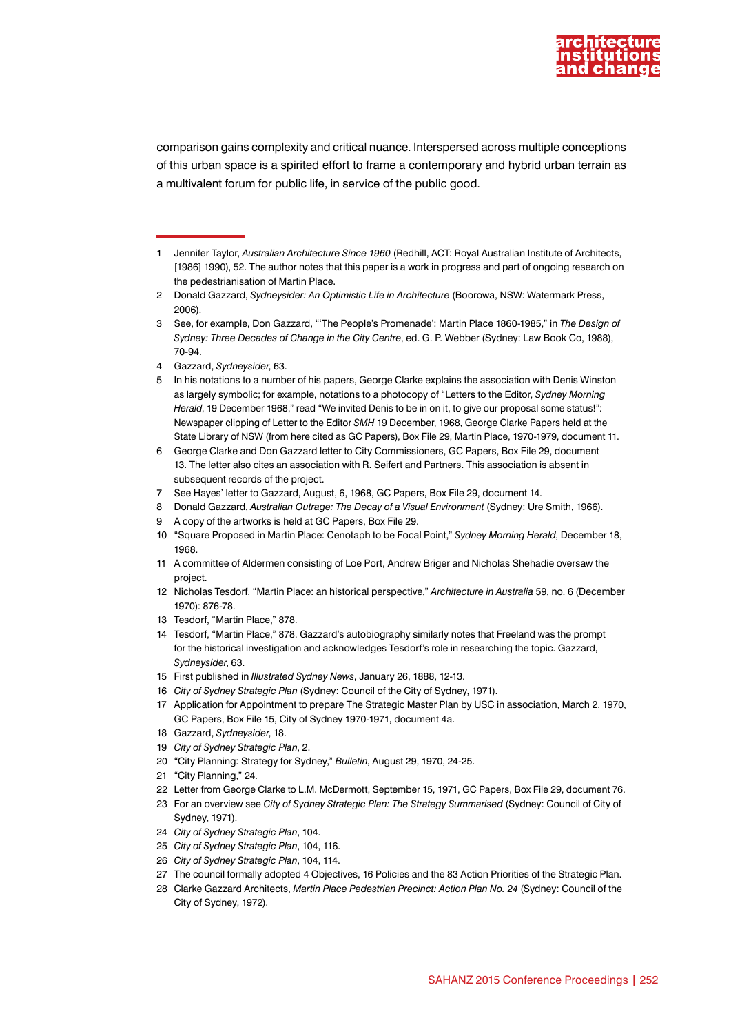comparison gains complexity and critical nuance. Interspersed across multiple conceptions of this urban space is a spirited effort to frame a contemporary and hybrid urban terrain as a multivalent forum for public life, in service of the public good.

---

1 Jennifer Taylor, *Australian Architecture Since 1960* (Redhill, ACT: Royal Australian Institute of Architects, [1986] 1990), 52. The author notes that this paper is a work in progress and part of ongoing research on the pedestrianisation of Martin Place.

2 Donald Gazzard, *Sydneysider: An Optimistic Life in Architecture* (Boorowa, NSW: Watermark Press, 2006).

3 See, for example, Don Gazzard, "'The People's Promenade': Martin Place 1860-1985," in *The Design of Sydney: Three Decades of Change in the City Centre*, ed. G. P. Webber (Sydney: Law Book Co, 1988), 70-94.

4 Gazzard, *Sydneysider*, 63.

5 In his notations to a number of his papers, George Clarke explains the association with Denis Winston as largely symbolic; for example, notations to a photocopy of "Letters to the Editor, *Sydney Morning Herald*, 19 December 1968," read "We invited Denis to be in on it, to give our proposal some status!": Newspaper clipping of Letter to the Editor *SMH* 19 December, 1968, George Clarke Papers held at the State Library of NSW (from here cited as GC Papers), Box File 29, Martin Place, 1970-1979, document 11.

6 George Clarke and Don Gazzard letter to City Commissioners, GC Papers, Box File 29, document 13. The letter also cites an association with R. Seifert and Partners. This association is absent in subsequent records of the project.

7 See Hayes' letter to Gazzard, August, 6, 1968, GC Papers, Box File 29, document 14.

8 Donald Gazzard, *Australian Outrage: The Decay of a Visual Environment* (Sydney: Ure Smith, 1966).

9 A copy of the artworks is held at GC Papers, Box File 29.

10 "Square Proposed in Martin Place: Cenotaph to be Focal Point," *Sydney Morning Herald*, December 18, 1968.

11 A committee of Aldermen consisting of Loe Port, Andrew Briger and Nicholas Shehadie oversaw the project.

12 Nicholas Tesdorf, "Martin Place: an historical perspective," *Architecture in Australia* 59, no. 6 (December 1970): 876-78.

13 Tesdorf, "Martin Place," 878.

14 Tesdorf, "Martin Place," 878. Gazzard's autobiography similarly notes that Freeland was the prompt for the historical investigation and acknowledges Tesdorf's role in researching the topic. Gazzard, *Sydneysider*, 63.

15 First published in *Illustrated Sydney News*, January 26, 1888, 12-13.

16 *City of Sydney Strategic Plan* (Sydney: Council of the City of Sydney, 1971).

17 Application for Appointment to prepare The Strategic Master Plan by USC in association, March 2, 1970, GC Papers, Box File 15, City of Sydney 1970-1971, document 4a.

18 Gazzard, *Sydneysider*, 18.

19 *City of Sydney Strategic Plan*, 2.

20 "City Planning: Strategy for Sydney," *Bulletin*, August 29, 1970, 24-25.

21 "City Planning," 24.

22 Letter from George Clarke to L.M. McDermott, September 15, 1971, GC Papers, Box File 29, document 76.

23 For an overview see *City of Sydney Strategic Plan: The Strategy Summarised* (Sydney: Council of City of Sydney, 1971).

24 *City of Sydney Strategic Plan*, 104.

25 *City of Sydney Strategic Plan*, 104, 116.

26 *City of Sydney Strategic Plan*, 104, 114.

27 The council formally adopted 4 Objectives, 16 Policies and the 83 Action Priorities of the Strategic Plan.

28 Clarke Gazzard Architects, *Martin Place Pedestrian Precinct: Action Plan No. 24* (Sydney: Council of the City of Sydney, 1972).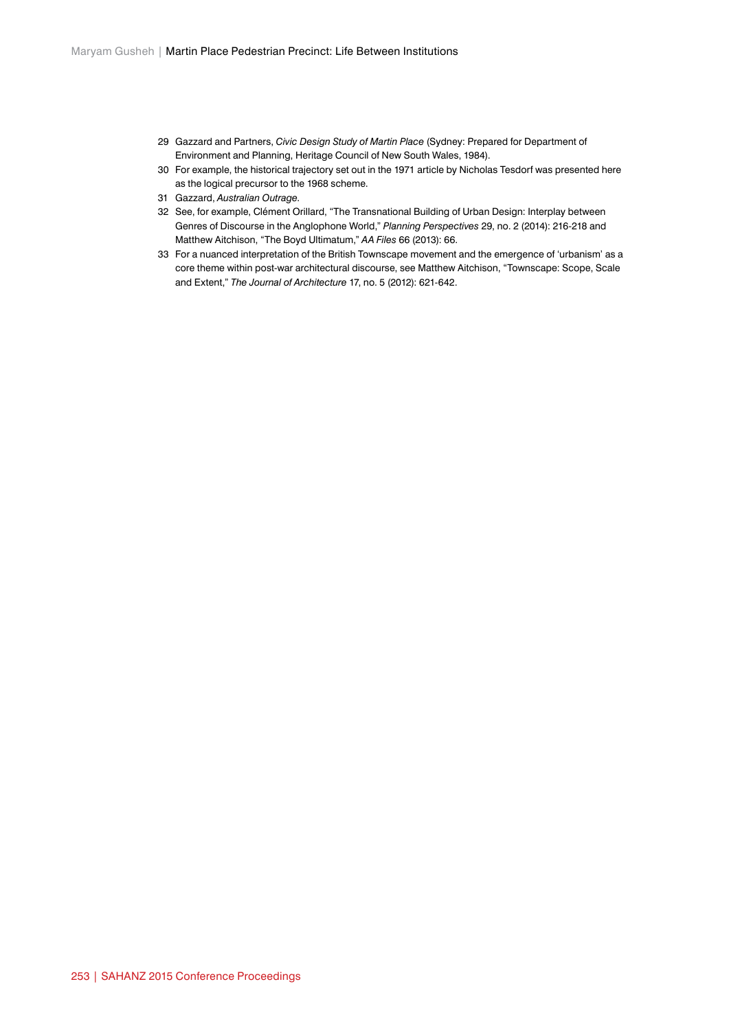29 Gazzard and Partners, *Civic Design Study of Martin Place* (Sydney: Prepared for Department of Environment and Planning, Heritage Council of New South Wales, 1984).

30 For example, the historical trajectory set out in the 1971 article by Nicholas Tesdorf was presented here as the logical precursor to the 1968 scheme.

31 Gazzard, *Australian Outrage*.

32 See, for example, Clément Orillard, "The Transnational Building of Urban Design: Interplay between Genres of Discourse in the Anglophone World," *Planning Perspectives* 29, no. 2 (2014): 216-218 and Matthew Aitchison, "The Boyd Ultimatum," *AA Files* 66 (2013): 66.

33 For a nuanced interpretation of the British Townscape movement and the emergence of 'urbanism' as a core theme within post-war architectural discourse, see Matthew Aitchison, "Townscape: Scope, Scale and Extent," *The Journal of Architecture* 17, no. 5 (2012): 621-642.